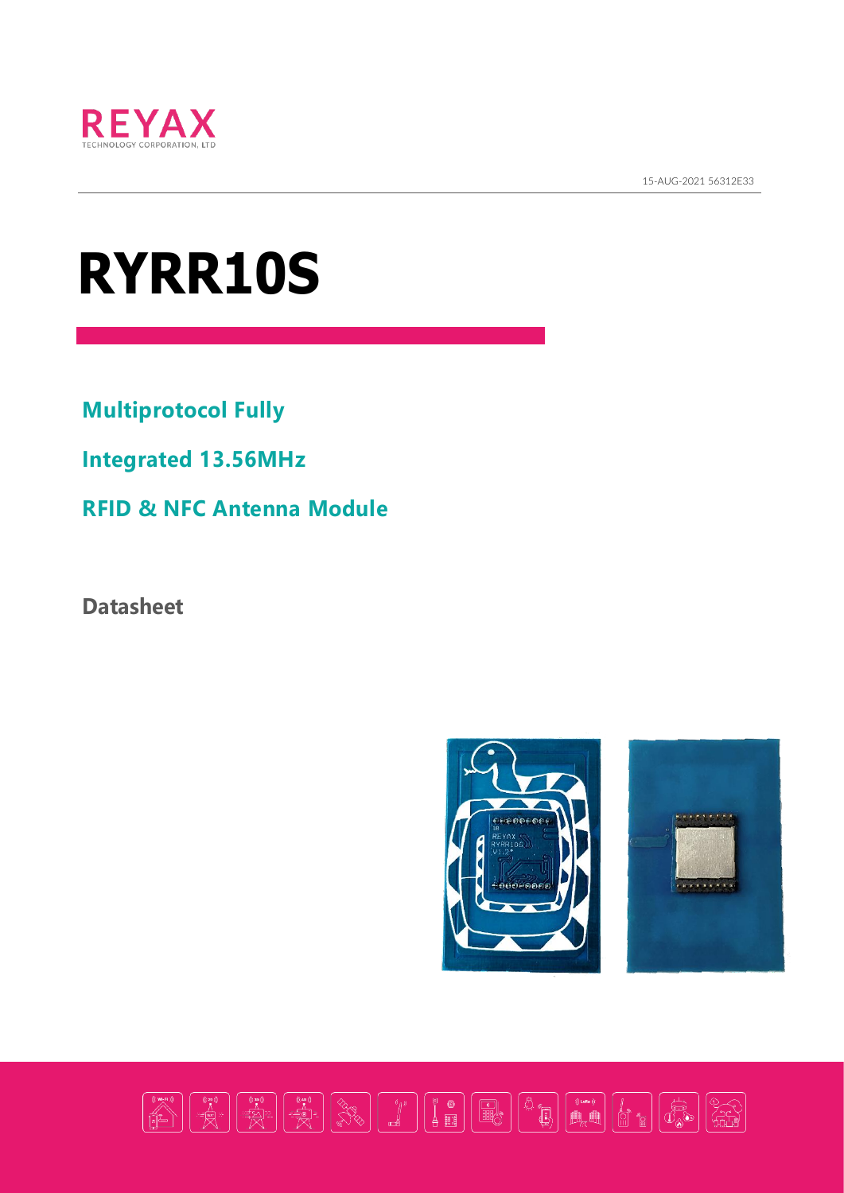REYAX
TECHNOLOGY CORPORATION, LTD

15-AUG-2021 56312E33

# RYRR10S

## Multiprotocol Fully

## Integrated 13.56MHz

## RFID & NFC Antenna Module

**Datasheet**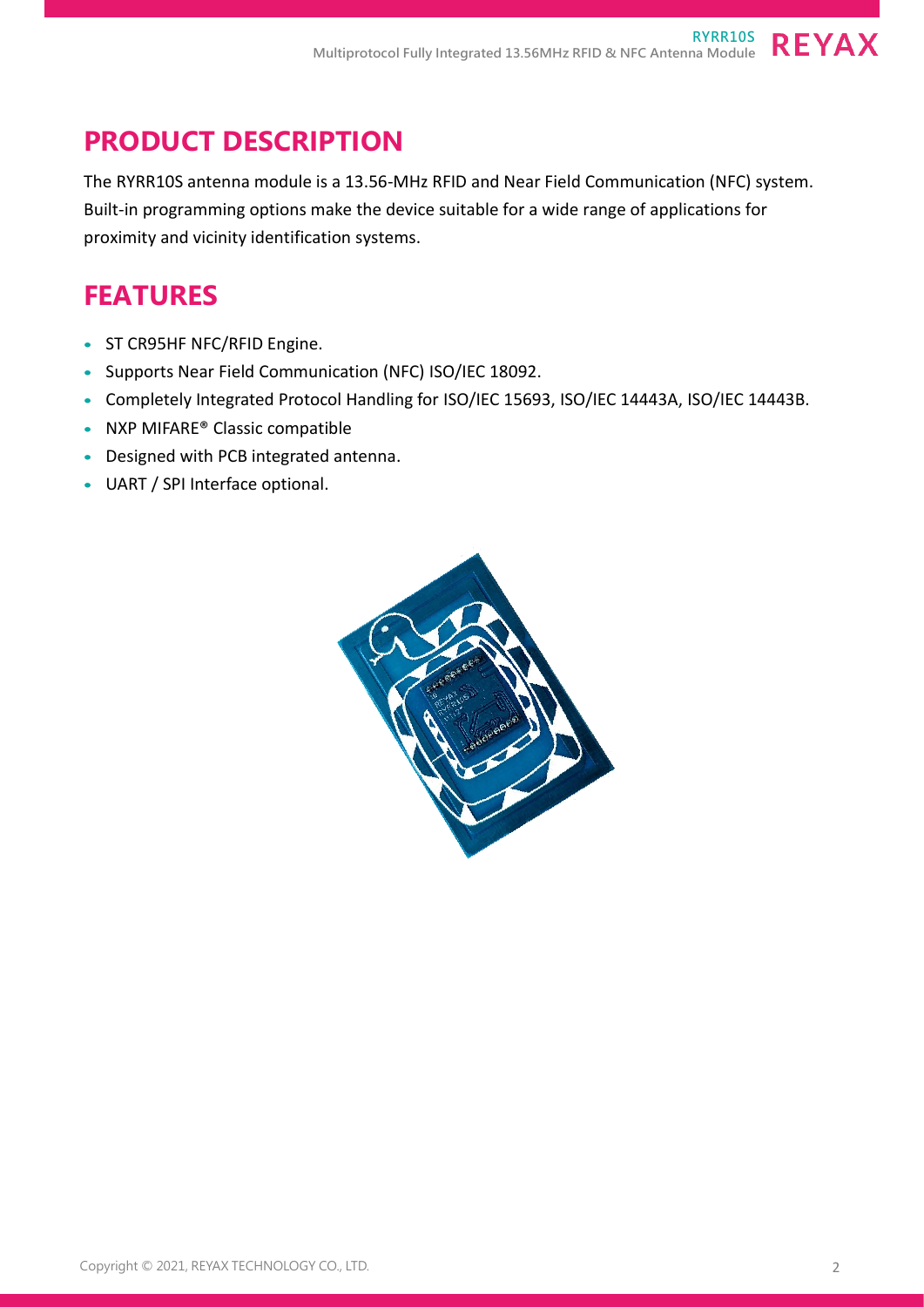## PRODUCT DESCRIPTION

The RYRR10S antenna module is a 13.56-MHz RFID and Near Field Communication (NFC) system. Built-in programming options make the device suitable for a wide range of applications for proximity and vicinity identification systems.

## FEATURES

- ST CR95HF NFC/RFID Engine.
- Supports Near Field Communication (NFC) ISO/IEC 18092.
- Completely Integrated Protocol Handling for ISO/IEC 15693, ISO/IEC 14443A, ISO/IEC 14443B.
- NXP MIFARE® Classic compatible
- Designed with PCB integrated antenna.
- UART / SPI Interface optional.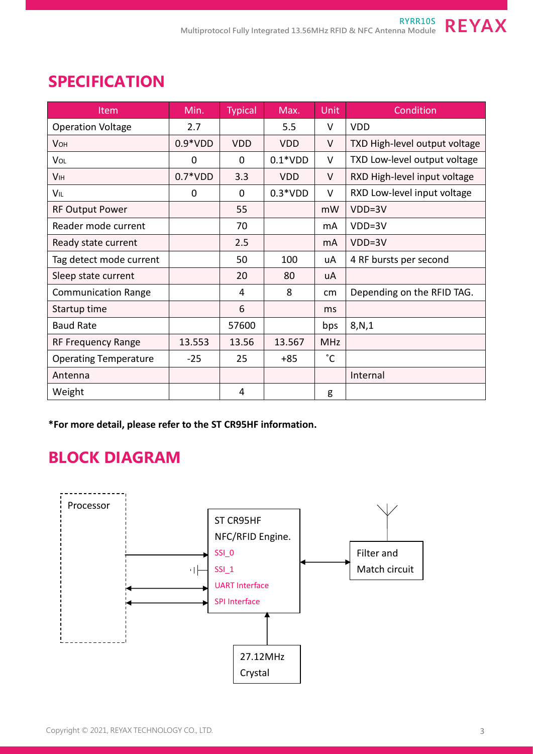## SPECIFICATION

| Item | Min. | Typical | Max. | Unit | Condition |
|---|---|---|---|---|---|
| Operation Voltage | 2.7 | | 5.5 | V | VDD |
| $V_{OH}$ | 0.9*VDD | VDD | VDD | V | TXD High-level output voltage |
| $V_{OL}$ | 0 | 0 | 0.1*VDD | V | TXD Low-level output voltage |
| $V_{IH}$ | 0.7*VDD | 3.3 | VDD | V | RXD High-level input voltage |
| $V_{IL}$ | 0 | 0 | 0.3*VDD | V | RXD Low-level input voltage |
| RF Output Power | | 55 | | mW | VDD=3V |
| Reader mode current | | 70 | | mA | VDD=3V |
| Ready state current | | 2.5 | | mA | VDD=3V |
| Tag detect mode current | | 50 | 100 | uA | 4 RF bursts per second |
| Sleep state current | | 20 | 80 | uA | |
| Communication Range | | 4 | 8 | cm | Depending on the RFID TAG. |
| Startup time | | 6 | | ms | |
| Baud Rate | | 57600 | | bps | 8,N,1 |
| RF Frequency Range | 13.553 | 13.56 | 13.567 | MHz | |
| Operating Temperature | -25 | 25 | +85 | ˚C | |
| Antenna | | | | | Internal |
| Weight | | 4 | | g | |

**\*For more detail, please refer to the ST CR95HF information.**

## BLOCK DIAGRAM

Processor

ST CR95HF
NFC/RFID Engine.
SSI_0
SSI_1
UART Interface
SPI Interface

Filter and
Match circuit

27.12MHz
Crystal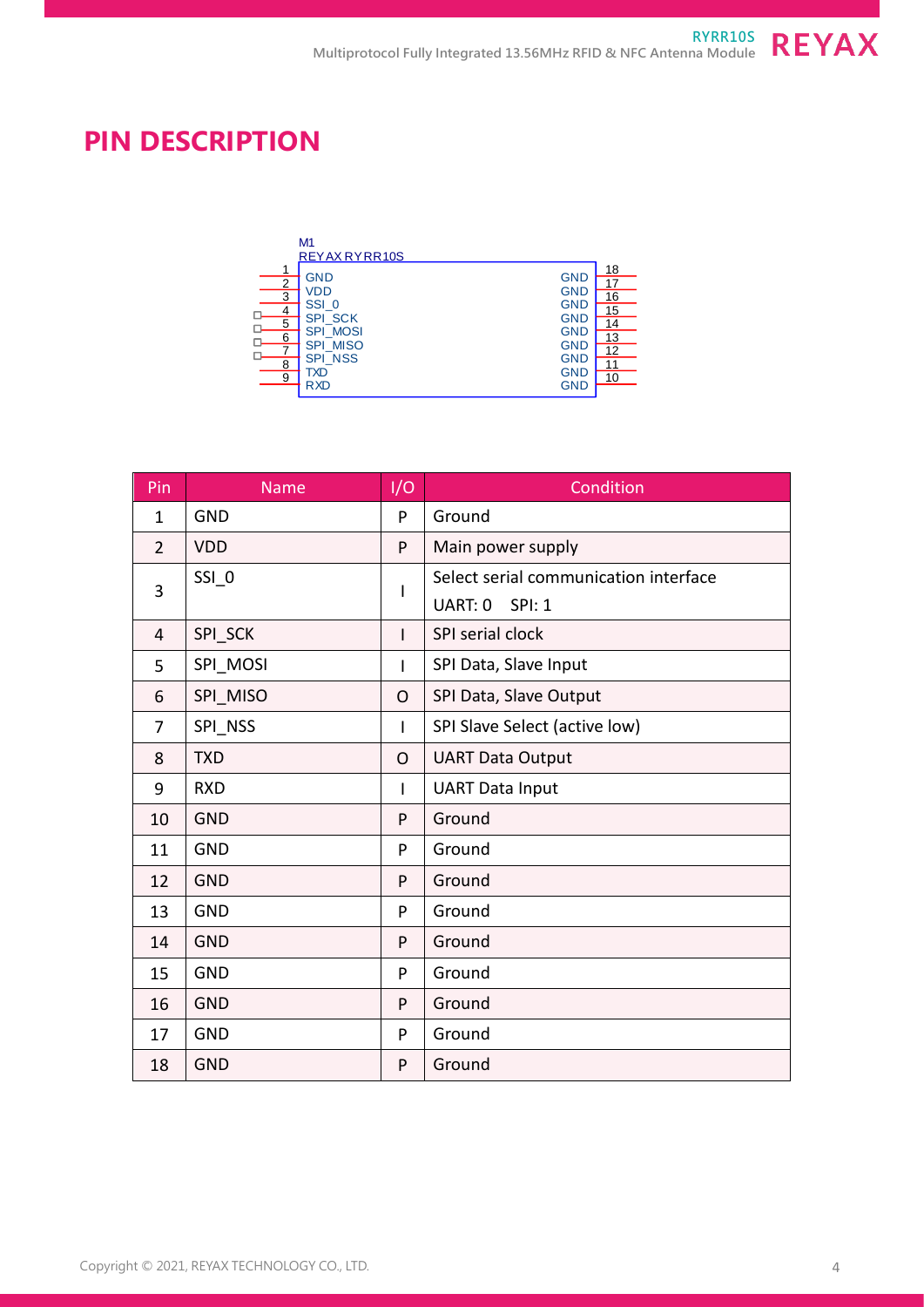# PIN DESCRIPTION

M1
REYAX RYRR10S

| Pin | Name | Pin | Name |
|---|---|---|---|
| 1 | GND | 18 | GND |
| 2 | VDD | 17 | GND |
| 3 | SSI_0 | 16 | GND |
| 4 | SPI_SCK | 15 | GND |
| 5 | SPI_MOSI | 14 | GND |
| 6 | SPI_MISO | 13 | GND |
| 7 | SPI_NSS | 12 | GND |
| 8 | TXD | 11 | GND |
| 9 | RXD | 10 | GND |

| Pin | Name | I/O | Condition |
|---|---|---|---|
| 1 | GND | P | Ground |
| 2 | VDD | P | Main power supply |
| 3 | SSI_0 | I | Select serial communication interface<br>UART: 0 SPI: 1 |
| 4 | SPI_SCK | I | SPI serial clock |
| 5 | SPI_MOSI | I | SPI Data, Slave Input |
| 6 | SPI_MISO | O | SPI Data, Slave Output |
| 7 | SPI_NSS | I | SPI Slave Select (active low) |
| 8 | TXD | O | UART Data Output |
| 9 | RXD | I | UART Data Input |
| 10 | GND | P | Ground |
| 11 | GND | P | Ground |
| 12 | GND | P | Ground |
| 13 | GND | P | Ground |
| 14 | GND | P | Ground |
| 15 | GND | P | Ground |
| 16 | GND | P | Ground |
| 17 | GND | P | Ground |
| 18 | GND | P | Ground |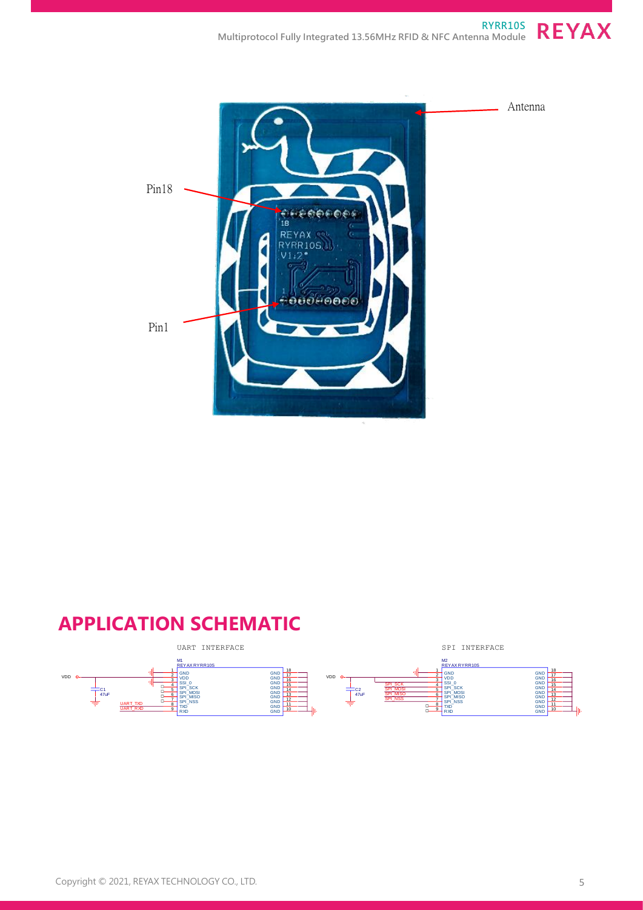Antenna

Pin18

Pin1

## APPLICATION SCHEMATIC

UART INTERFACE

SPI INTERFACE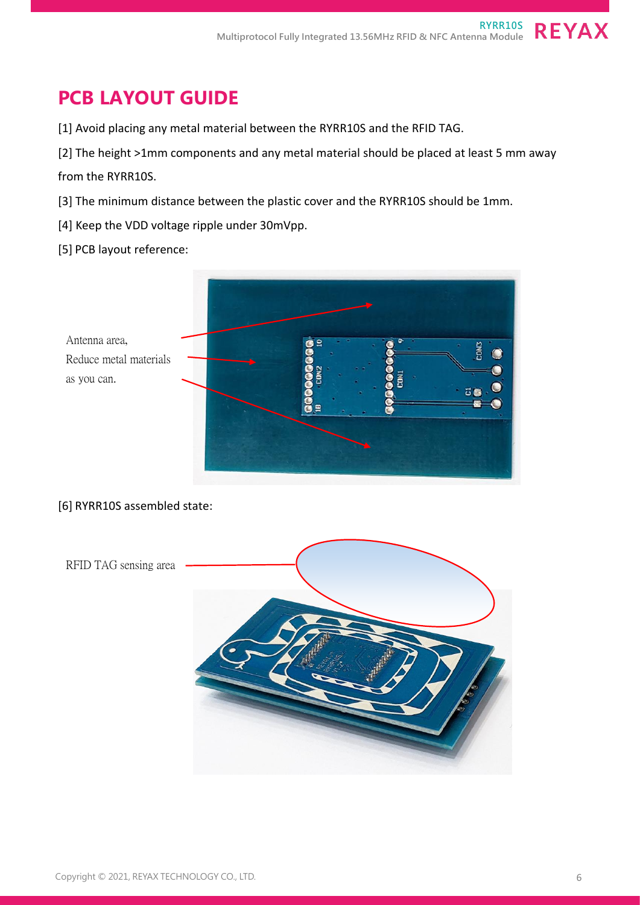# PCB LAYOUT GUIDE

[1] Avoid placing any metal material between the RYRR10S and the RFID TAG.

[2] The height >1mm components and any metal material should be placed at least 5 mm away from the RYRR10S.

[3] The minimum distance between the plastic cover and the RYRR10S should be 1mm.

[4] Keep the VDD voltage ripple under 30mVpp.

[5] PCB layout reference:

Antenna area,
Reduce metal materials as you can.

[6] RYRR10S assembled state:

RFID TAG sensing area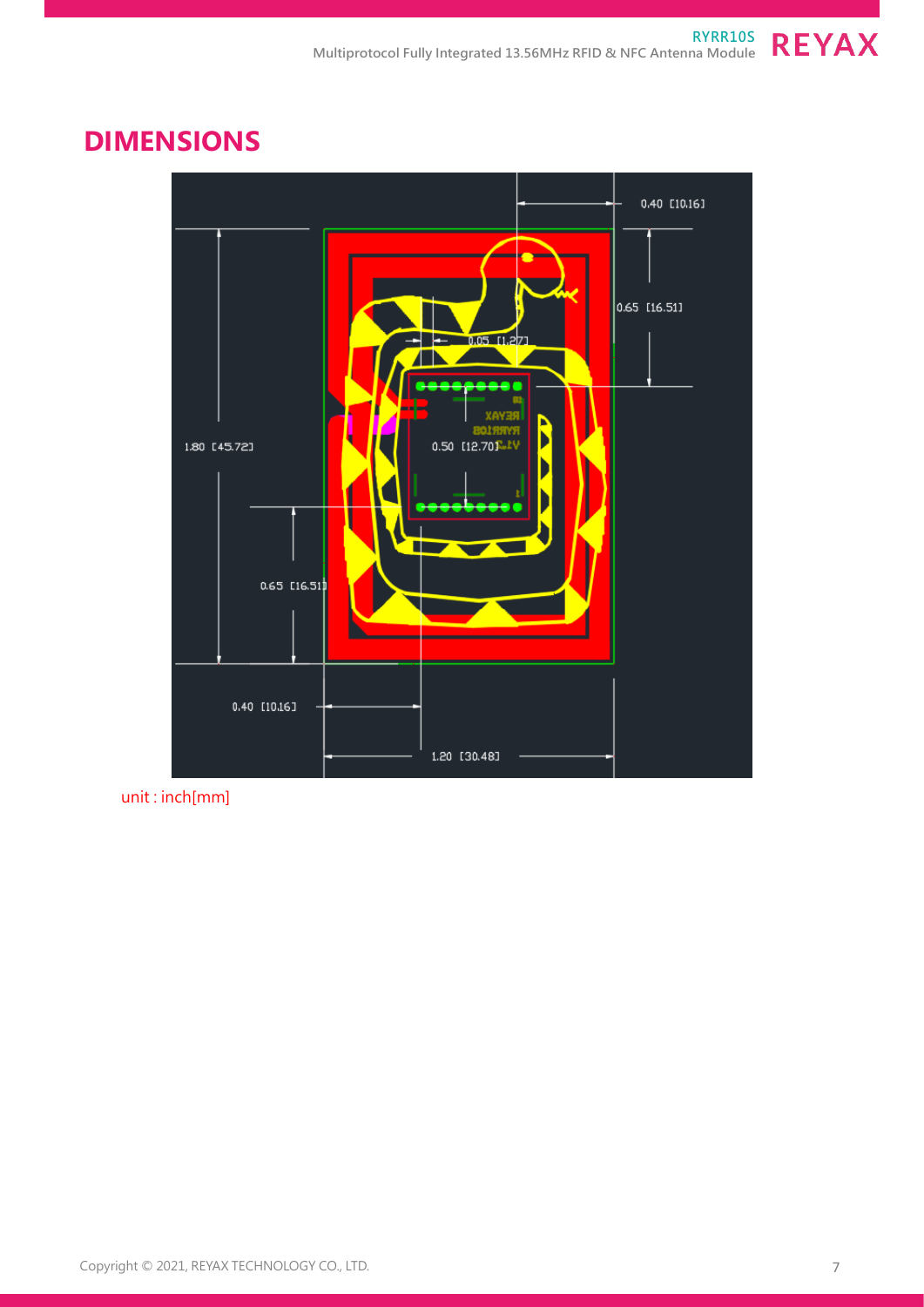## DIMENSIONS

0.40 [10.16]

0.65 [16.51]

0.05 [1.27]

1.80 [45.72]

0.50 [12.70]

0.65 [16.51]

0.40 [10.16]

1.20 [30.48]

unit : inch[mm]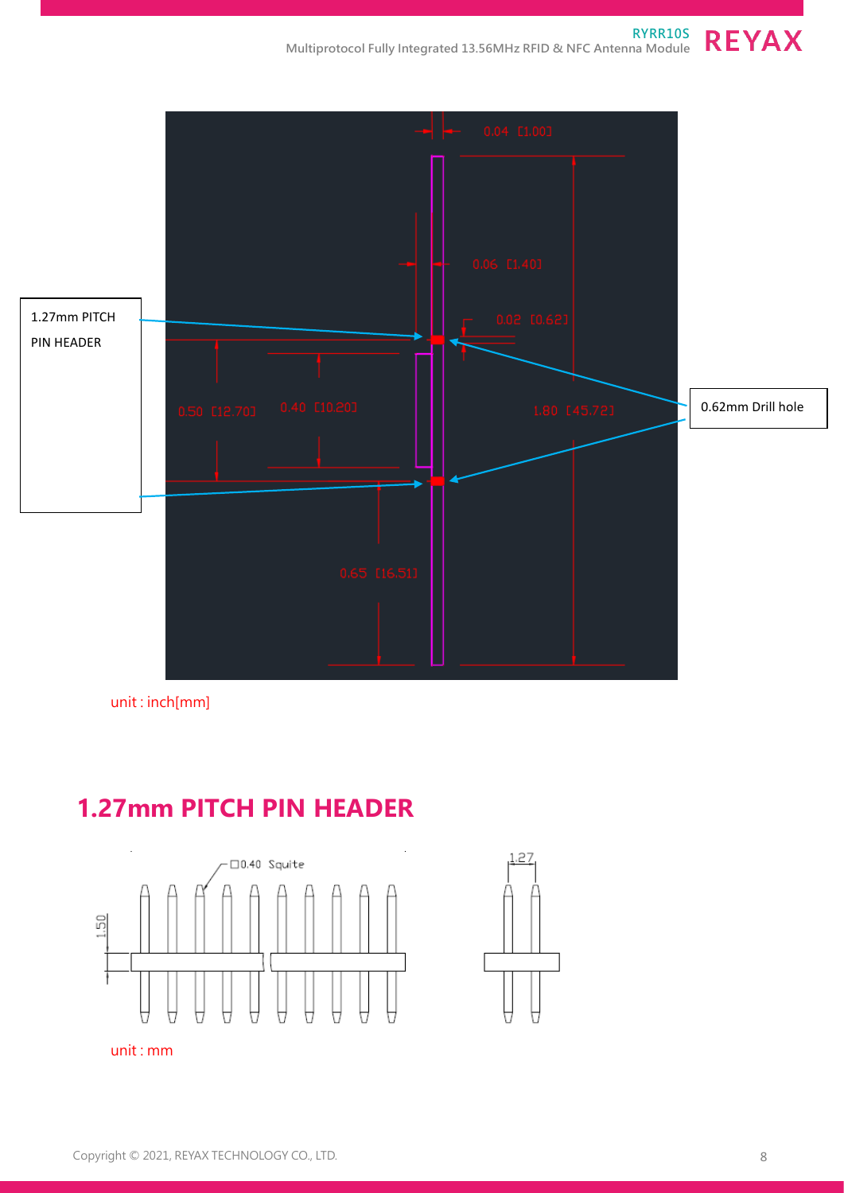1.27mm PITCH PIN HEADER

0.04 [1.00]

0.06 [1.40]

0.02 [0.62]

0.62mm Drill hole

0.50 [12.70]

0.40 [10.20]

1.80 [45.72]

0.65 [16.51]

unit : inch[mm]

## 1.27mm PITCH PIN HEADER

□0.40 Squite

1.50

1.27

unit : mm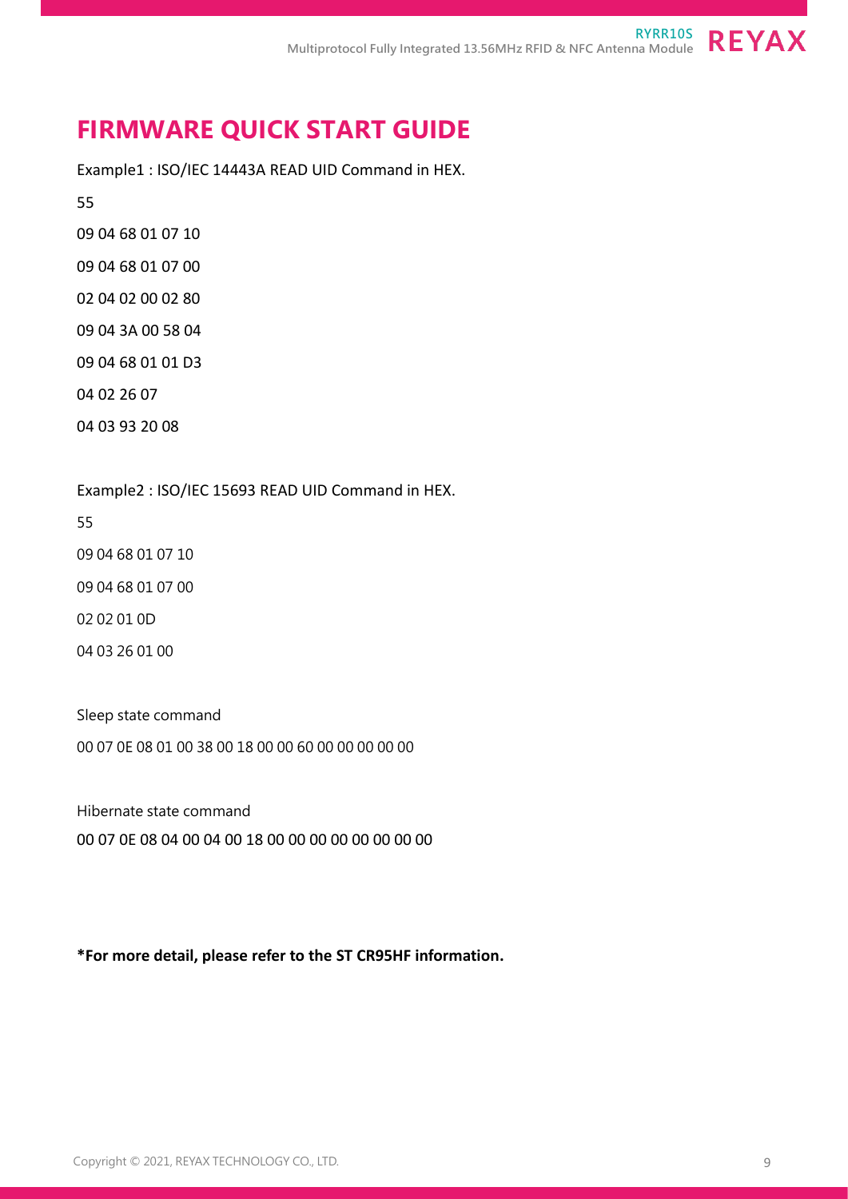# FIRMWARE QUICK START GUIDE

Example1 : ISO/IEC 14443A READ UID Command in HEX.

55

09 04 68 01 07 10

09 04 68 01 07 00

02 04 02 00 02 80

09 04 3A 00 58 04

09 04 68 01 01 D3

04 02 26 07

04 03 93 20 08

Example2 : ISO/IEC 15693 READ UID Command in HEX.

55

09 04 68 01 07 10

09 04 68 01 07 00

02 02 01 0D

04 03 26 01 00

Sleep state command

00 07 0E 08 01 00 38 00 18 00 00 60 00 00 00 00 00

Hibernate state command

00 07 0E 08 04 00 04 00 18 00 00 00 00 00 00 00 00

**\*For more detail, please refer to the ST CR95HF information.**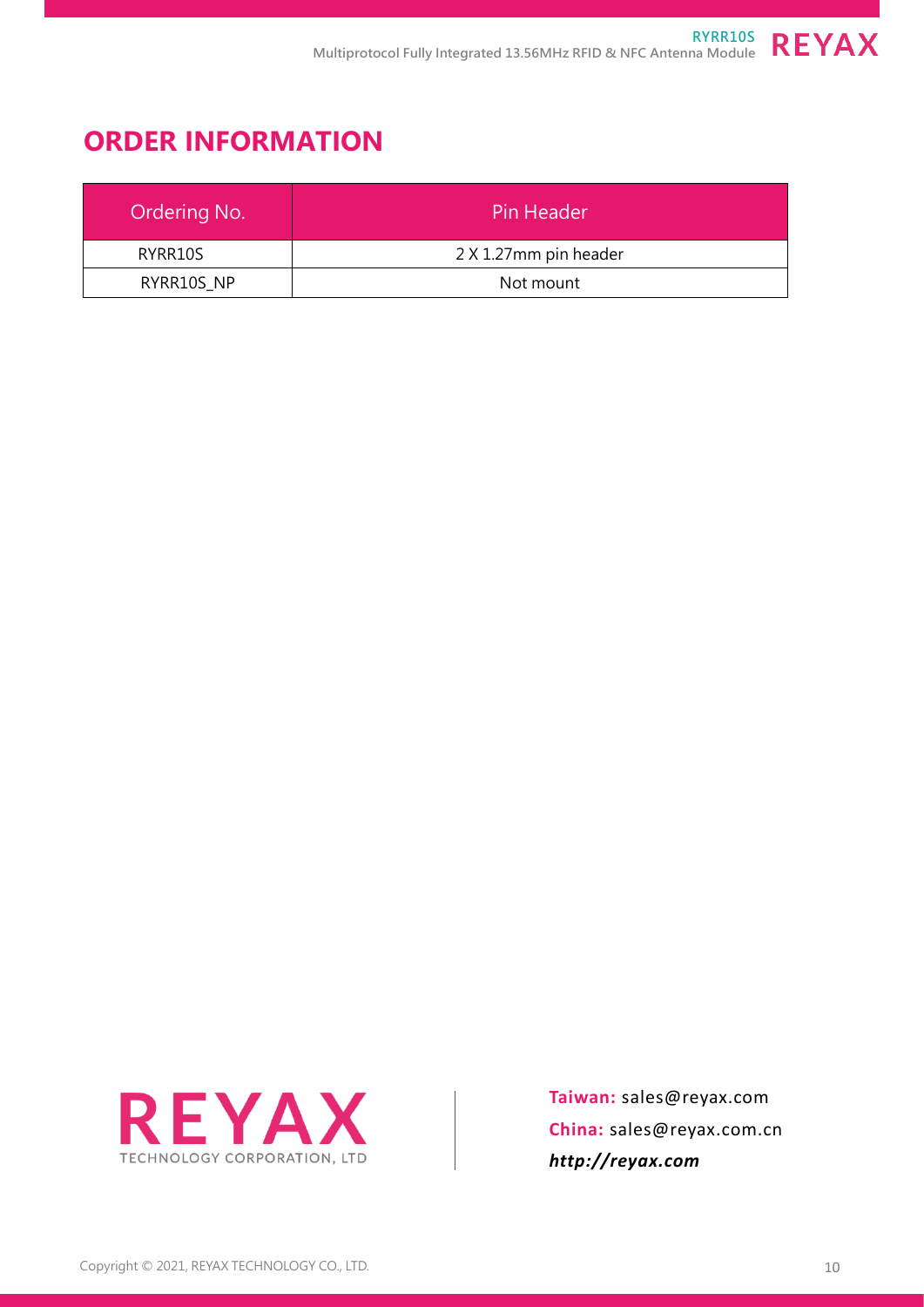# ORDER INFORMATION

| Ordering No. | Pin Header |
|---|---|
| RYRR10S | 2 X 1.27mm pin header |
| RYRR10S_NP | Not mount |

REYAX
TECHNOLOGY CORPORATION, LTD

**Taiwan:** sales@reyax.com
**China:** sales@reyax.com.cn
***http://reyax.com***

Copyright © 2021, REYAX TECHNOLOGY CO., LTD.